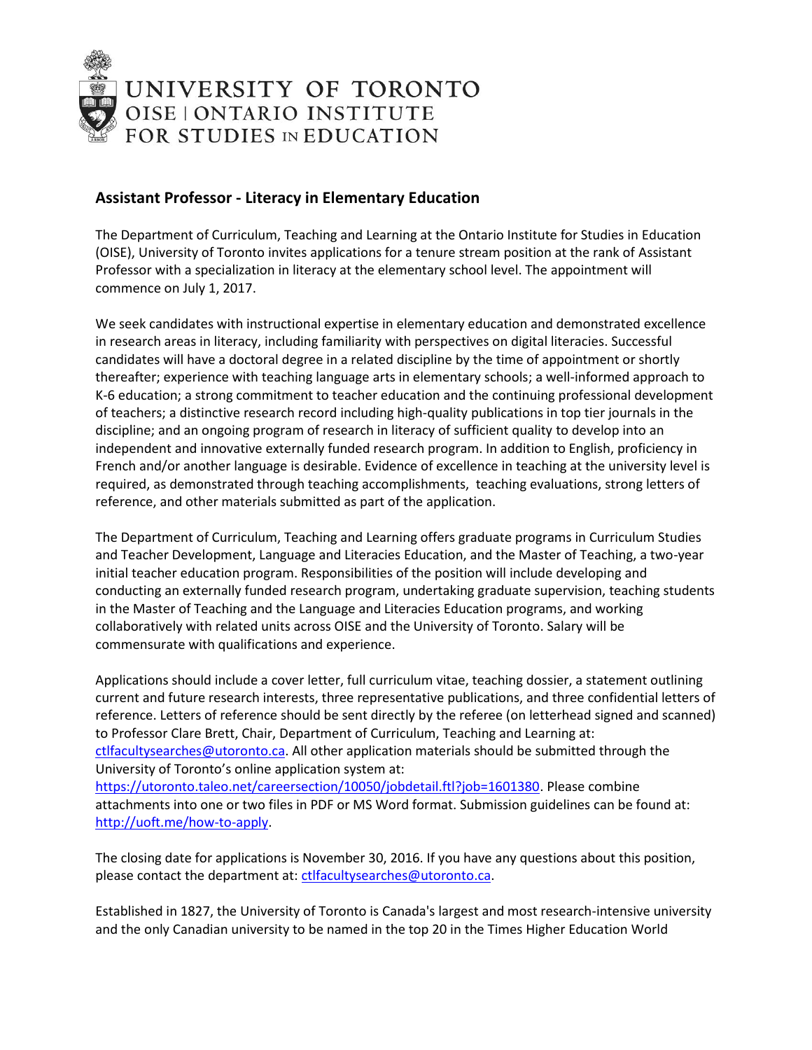UNIVERSITY OF TORONTO
OISE | ONTARIO INSTITUTE FOR STUDIES IN EDUCATION

## Assistant Professor - Literacy in Elementary Education

The Department of Curriculum, Teaching and Learning at the Ontario Institute for Studies in Education (OISE), University of Toronto invites applications for a tenure stream position at the rank of Assistant Professor with a specialization in literacy at the elementary school level. The appointment will commence on July 1, 2017.

We seek candidates with instructional expertise in elementary education and demonstrated excellence in research areas in literacy, including familiarity with perspectives on digital literacies. Successful candidates will have a doctoral degree in a related discipline by the time of appointment or shortly thereafter; experience with teaching language arts in elementary schools; a well-informed approach to K-6 education; a strong commitment to teacher education and the continuing professional development of teachers; a distinctive research record including high-quality publications in top tier journals in the discipline; and an ongoing program of research in literacy of sufficient quality to develop into an independent and innovative externally funded research program. In addition to English, proficiency in French and/or another language is desirable. Evidence of excellence in teaching at the university level is required, as demonstrated through teaching accomplishments, teaching evaluations, strong letters of reference, and other materials submitted as part of the application.

The Department of Curriculum, Teaching and Learning offers graduate programs in Curriculum Studies and Teacher Development, Language and Literacies Education, and the Master of Teaching, a two-year initial teacher education program. Responsibilities of the position will include developing and conducting an externally funded research program, undertaking graduate supervision, teaching students in the Master of Teaching and the Language and Literacies Education programs, and working collaboratively with related units across OISE and the University of Toronto. Salary will be commensurate with qualifications and experience.

Applications should include a cover letter, full curriculum vitae, teaching dossier, a statement outlining current and future research interests, three representative publications, and three confidential letters of reference. Letters of reference should be sent directly by the referee (on letterhead signed and scanned) to Professor Clare Brett, Chair, Department of Curriculum, Teaching and Learning at: [ctlfacultysearches@utoronto.ca](mailto:ctlfacultysearches@utoronto.ca). All other application materials should be submitted through the University of Toronto's online application system at: [https://utoronto.taleo.net/careersection/10050/jobdetail.ftl?job=1601380](https://utoronto.taleo.net/careersection/10050/jobdetail.ftl?job=1601380). Please combine attachments into one or two files in PDF or MS Word format. Submission guidelines can be found at: [http://uoft.me/how-to-apply](http://uoft.me/how-to-apply).

The closing date for applications is November 30, 2016. If you have any questions about this position, please contact the department at: [ctlfacultysearches@utoronto.ca](mailto:ctlfacultysearches@utoronto.ca).

Established in 1827, the University of Toronto is Canada's largest and most research-intensive university and the only Canadian university to be named in the top 20 in the Times Higher Education World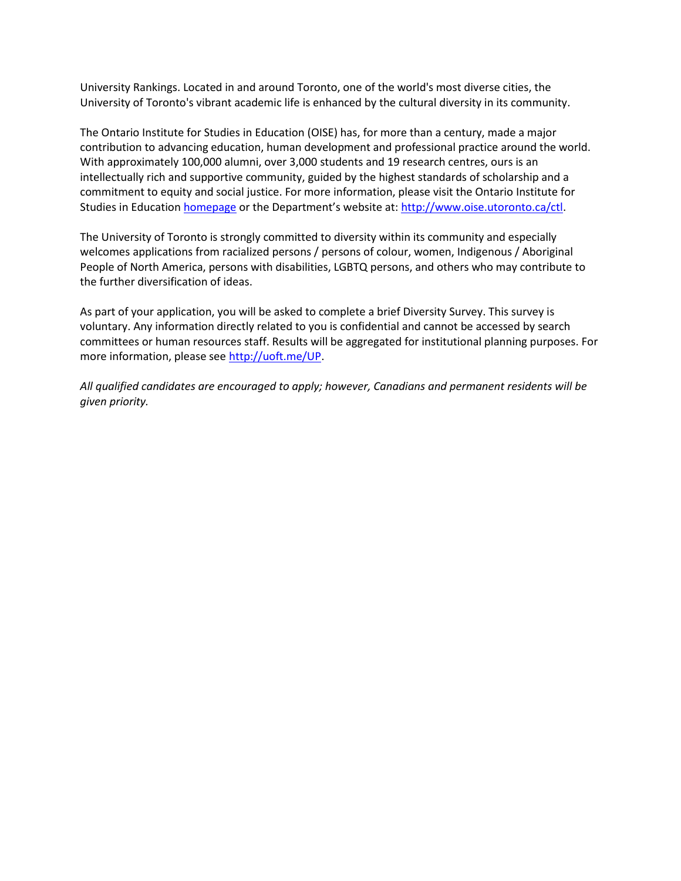University Rankings. Located in and around Toronto, one of the world's most diverse cities, the University of Toronto's vibrant academic life is enhanced by the cultural diversity in its community.

The Ontario Institute for Studies in Education (OISE) has, for more than a century, made a major contribution to advancing education, human development and professional practice around the world. With approximately 100,000 alumni, over 3,000 students and 19 research centres, ours is an intellectually rich and supportive community, guided by the highest standards of scholarship and a commitment to equity and social justice. For more information, please visit the Ontario Institute for Studies in Education homepage or the Department's website at: http://www.oise.utoronto.ca/ctl.

The University of Toronto is strongly committed to diversity within its community and especially welcomes applications from racialized persons / persons of colour, women, Indigenous / Aboriginal People of North America, persons with disabilities, LGBTQ persons, and others who may contribute to the further diversification of ideas.

As part of your application, you will be asked to complete a brief Diversity Survey. This survey is voluntary. Any information directly related to you is confidential and cannot be accessed by search committees or human resources staff. Results will be aggregated for institutional planning purposes. For more information, please see http://uoft.me/UP.

*All qualified candidates are encouraged to apply; however, Canadians and permanent residents will be given priority.*